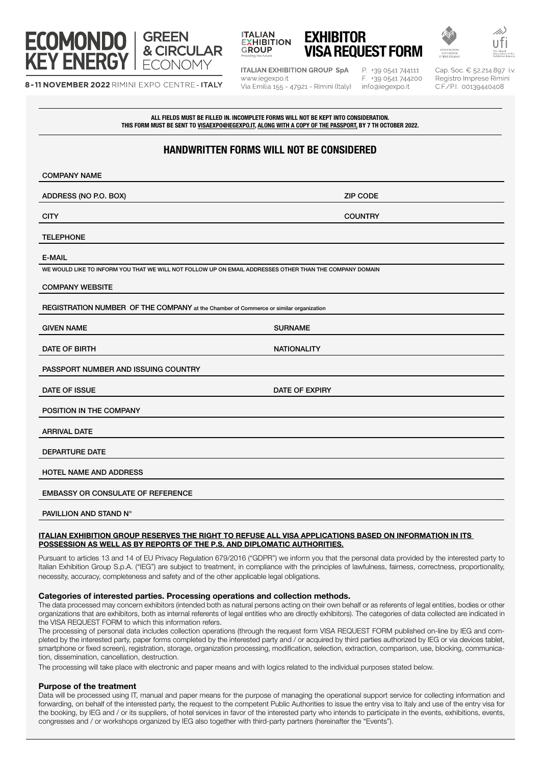# ECOMONDO KEY ENERGY | GREEN & CIRCULAR ECONOMY

**8-11 NOVEMBER 2022** RIMINI EXPO CENTRE - **ITALY**

ITALIAN EXHIBITION GROUP
Providing the future

# EXHIBITOR VISA REQUEST FORM

**ITALIAN EXHIBITION GROUP SpA**
www.iegexpo.it
Via Emilia 155 - 47921 - Rimini (Italy)

P. +39 0541 744111
F. +39 0541 744200
info@iegexpo.it

Cap. Soc. € 52.214.897 i.v.
Registro Imprese Rimini
C.F./P.I. 00139440408

**ALL FIELDS MUST BE FILLED IN. INCOMPLETE FORMS WILL NOT BE KEPT INTO CONSIDERATION.**
**THIS FORM MUST BE SENT TO VISAEXPO@IEGEXPO.IT, ALONG WITH A COPY OF THE PASSPORT, BY 7 TH OCTOBER 2022.**

## HANDWRITTEN FORMS WILL NOT BE CONSIDERED

COMPANY NAME

ADDRESS (NO P.O. BOX) ZIP CODE

CITY COUNTRY

TELEPHONE

E-MAIL

WE WOULD LIKE TO INFORM YOU THAT WE WILL NOT FOLLOW UP ON EMAIL ADDRESSES OTHER THAN THE COMPANY DOMAIN

COMPANY WEBSITE

REGISTRATION NUMBER OF THE COMPANY at the Chamber of Commerce or similar organization

GIVEN NAME SURNAME

DATE OF BIRTH NATIONALITY

PASSPORT NUMBER AND ISSUING COUNTRY

DATE OF ISSUE DATE OF EXPIRY

POSITION IN THE COMPANY

ARRIVAL DATE

DEPARTURE DATE

HOTEL NAME AND ADDRESS

EMBASSY OR CONSULATE OF REFERENCE

PAVILLION AND STAND N°

**ITALIAN EXHIBITION GROUP RESERVES THE RIGHT TO REFUSE ALL VISA APPLICATIONS BASED ON INFORMATION IN ITS POSSESSION AS WELL AS BY REPORTS OF THE P.S. AND DIPLOMATIC AUTHORITIES.**

Pursuant to articles 13 and 14 of EU Privacy Regulation 679/2016 ("GDPR") we inform you that the personal data provided by the interested party to Italian Exhibition Group S.p.A. ("IEG") are subject to treatment, in compliance with the principles of lawfulness, fairness, correctness, proportionality, necessity, accuracy, completeness and safety and of the other applicable legal obligations.

### Categories of interested parties. Processing operations and collection methods.

The data processed may concern exhibitors (intended both as natural persons acting on their own behalf or as referents of legal entities, bodies or other organizations that are exhibitors, both as internal referents of legal entities who are directly exhibitors). The categories of data collected are indicated in the VISA REQUEST FORM to which this information refers.

The processing of personal data includes collection operations (through the request form VISA REQUEST FORM published on-line by IEG and completed by the interested party, paper forms completed by the interested party and / or acquired by third parties authorized by IEG or via devices tablet, smartphone or fixed screen), registration, storage, organization processing, modification, selection, extraction, comparison, use, blocking, communication, dissemination, cancellation, destruction.

The processing will take place with electronic and paper means and with logics related to the individual purposes stated below.

### Purpose of the treatment

Data will be processed using IT, manual and paper means for the purpose of managing the operational support service for collecting information and forwarding, on behalf of the interested party, the request to the competent Public Authorities to issue the entry visa to Italy and use of the entry visa for the booking, by IEG and / or its suppliers, of hotel services in favor of the interested party who intends to participate in the events, exhibitions, events, congresses and / or workshops organized by IEG also together with third-party partners (hereinafter the "Events").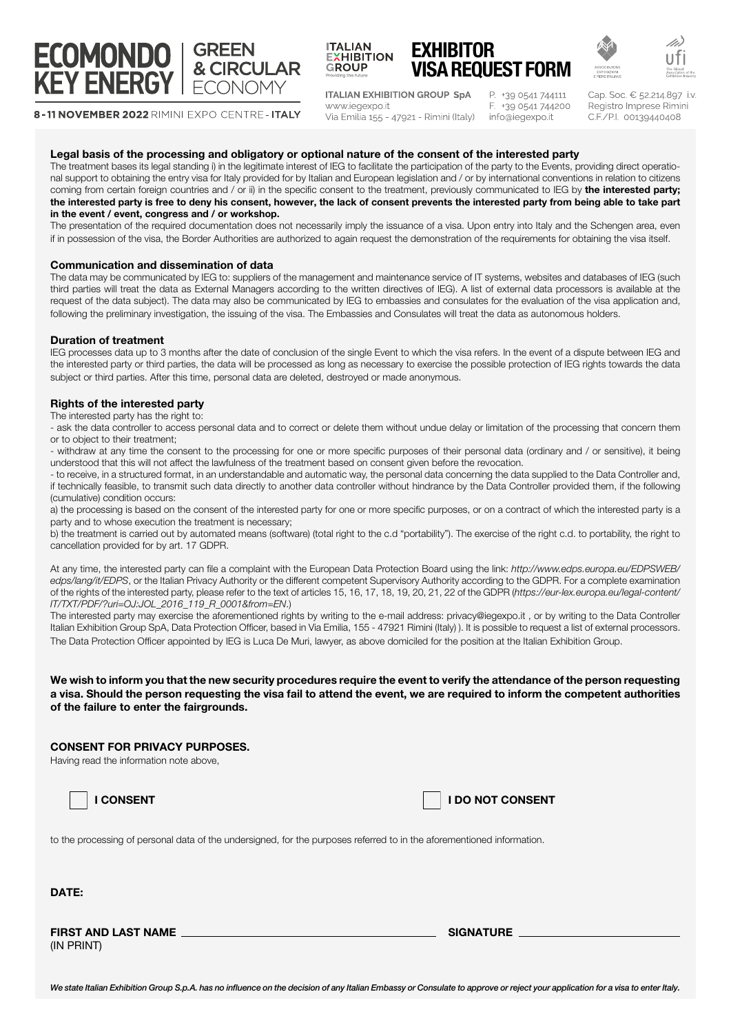ECOMONDO KEY ENERGY | GREEN & CIRCULAR ECONOMY

**8-11 NOVEMBER 2022** RIMINI EXPO CENTRE - **ITALY**

# EXHIBITOR VISA REQUEST FORM

**ITALIAN EXHIBITION GROUP SpA**
www.iegexpo.it
Via Emilia 155 - 47921 - Rimini (Italy)

P. +39 0541 744111
F. +39 0541 744200
info@iegexpo.it

Cap. Soc. € 52.214.897 i.v.
Registro Imprese Rimini
C.F./P.I. 00139440408

### Legal basis of the processing and obligatory or optional nature of the consent of the interested party

The treatment bases its legal standing i) in the legitimate interest of IEG to facilitate the participation of the party to the Events, providing direct operational support to obtaining the entry visa for Italy provided for by Italian and European legislation and / or by international conventions in relation to citizens coming from certain foreign countries and / or ii) in the specific consent to the treatment, previously communicated to IEG by **the interested party; the interested party is free to deny his consent, however, the lack of consent prevents the interested party from being able to take part in the event / event, congress and / or workshop.**

The presentation of the required documentation does not necessarily imply the issuance of a visa. Upon entry into Italy and the Schengen area, even if in possession of the visa, the Border Authorities are authorized to again request the demonstration of the requirements for obtaining the visa itself.

### Communication and dissemination of data

The data may be communicated by IEG to: suppliers of the management and maintenance service of IT systems, websites and databases of IEG (such third parties will treat the data as External Managers according to the written directives of IEG). A list of external data processors is available at the request of the data subject). The data may also be communicated by IEG to embassies and consulates for the evaluation of the visa application and, following the preliminary investigation, the issuing of the visa. The Embassies and Consulates will treat the data as autonomous holders.

### Duration of treatment

IEG processes data up to 3 months after the date of conclusion of the single Event to which the visa refers. In the event of a dispute between IEG and the interested party or third parties, the data will be processed as long as necessary to exercise the possible protection of IEG rights towards the data subject or third parties. After this time, personal data are deleted, destroyed or made anonymous.

### Rights of the interested party

The interested party has the right to:

- ask the data controller to access personal data and to correct or delete them without undue delay or limitation of the processing that concern them or to object to their treatment;
- withdraw at any time the consent to the processing for one or more specific purposes of their personal data (ordinary and / or sensitive), it being understood that this will not affect the lawfulness of the treatment based on consent given before the revocation.
- to receive, in a structured format, in an understandable and automatic way, the personal data concerning the data supplied to the Data Controller and, if technically feasible, to transmit such data directly to another data controller without hindrance by the Data Controller provided them, if the following (cumulative) condition occurs:

a) the processing is based on the consent of the interested party for one or more specific purposes, or on a contract of which the interested party is a party and to whose execution the treatment is necessary;

b) the treatment is carried out by automated means (software) (total right to the c.d "portability"). The exercise of the right c.d. to portability, the right to cancellation provided for by art. 17 GDPR.

At any time, the interested party can file a complaint with the European Data Protection Board using the link: *http://www.edps.europa.eu/EDPSWEB/edps/lang/it/EDPS*, or the Italian Privacy Authority or the different competent Supervisory Authority according to the GDPR. For a complete examination of the rights of the interested party, please refer to the text of articles 15, 16, 17, 18, 19, 20, 21, 22 of the GDPR (*https://eur-lex.europa.eu/legal-content/IT/TXT/PDF/?uri=OJ:JOL_2016_119_R_0001&from=EN*.)

The interested party may exercise the aforementioned rights by writing to the e-mail address: privacy@iegexpo.it , or by writing to the Data Controller Italian Exhibition Group SpA, Data Protection Officer, based in Via Emilia, 155 - 47921 Rimini (Italy) ). It is possible to request a list of external processors. The Data Protection Officer appointed by IEG is Luca De Muri, lawyer, as above domiciled for the position at the Italian Exhibition Group.

**We wish to inform you that the new security procedures require the event to verify the attendance of the person requesting a visa. Should the person requesting the visa fail to attend the event, we are required to inform the competent authorities of the failure to enter the fairgrounds.**

### CONSENT FOR PRIVACY PURPOSES.

Having read the information note above,

☐ **I CONSENT** ☐ **I DO NOT CONSENT**

to the processing of personal data of the undersigned, for the purposes referred to in the aforementioned information.

**DATE:**

**FIRST AND LAST NAME** ______________________ **SIGNATURE** ______________________
(IN PRINT)

*We state Italian Exhibition Group S.p.A. has no influence on the decision of any Italian Embassy or Consulate to approve or reject your application for a visa to enter Italy.*